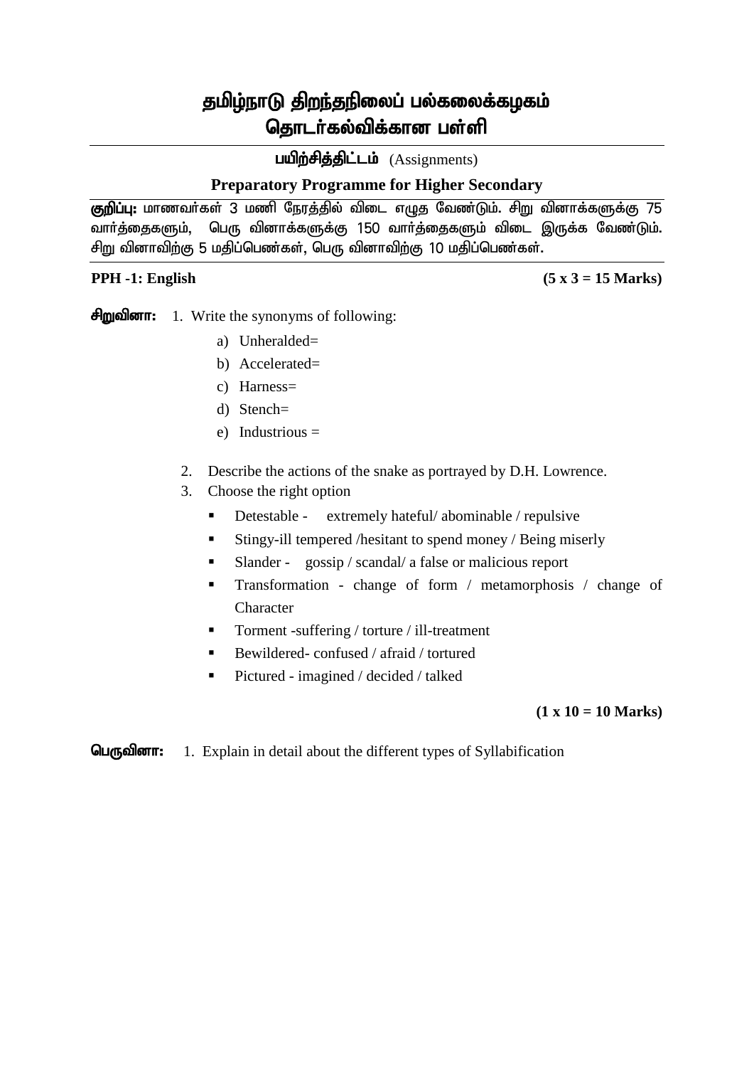# தமிழ்நாடு திறந்தநிலைப் பல்கலைக்கழகம்
## தொடர்கல்விக்கான பள்ளி

**பயிற்சித்திட்டம்** (Assignments)

**Preparatory Programme for Higher Secondary**

**குறிப்பு:** மாணவர்கள் 3 மணி நேரத்தில் விடை எழுத வேண்டும். சிறு வினாக்களுக்கு 75 வார்த்தைகளும், பெரு வினாக்களுக்கு 150 வார்த்தைகளும் விடை இருக்க வேண்டும். சிறு வினாவிற்கு 5 மதிப்பெண்கள், பெரு வினாவிற்கு 10 மதிப்பெண்கள்.

**PPH -1: English** **(5 x 3 = 15 Marks)**

**சிறுவினா:**

1. Write the synonyms of following:
   a) Unheralded=
   b) Accelerated=
   c) Harness=
   d) Stench=
   e) Industrious =
2. Describe the actions of the snake as portrayed by D.H. Lowrence.
3. Choose the right option
   - Detestable - extremely hateful/ abominable / repulsive
   - Stingy-ill tempered /hesitant to spend money / Being miserly
   - Slander - gossip / scandal/ a false or malicious report
   - Transformation - change of form / metamorphosis / change of Character
   - Torment -suffering / torture / ill-treatment
   - Bewildered- confused / afraid / tortured
   - Pictured - imagined / decided / talked

**(1 x 10 = 10 Marks)**

**பெருவினா:**

1. Explain in detail about the different types of Syllabification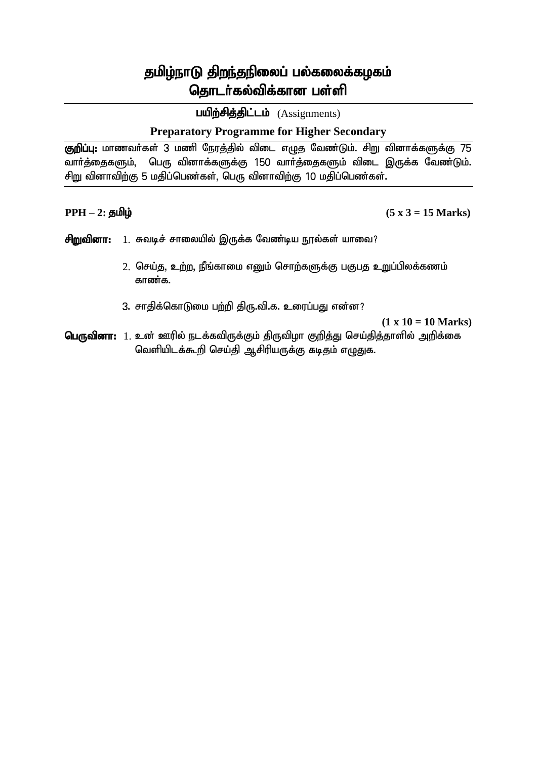# தமிழ்நாடு திறந்தநிலைப் பல்கலைக்கழகம்
## தொடர்கல்விக்கான பள்ளி

**பயிற்சித்திட்டம்** (Assignments)

**Preparatory Programme for Higher Secondary**

**குறிப்பு:** மாணவர்கள் 3 மணி நேரத்தில் விடை எழுத வேண்டும். சிறு வினாக்களுக்கு 75 வார்த்தைகளும், பெரு வினாக்களுக்கு 150 வார்த்தைகளும் விடை இருக்க வேண்டும். சிறு வினாவிற்கு 5 மதிப்பெண்கள், பெரு வினாவிற்கு 10 மதிப்பெண்கள்.

**PPH – 2: தமிழ்** **(5 x 3 = 15 Marks)**

**சிறுவினா:**

1. சுவடிச் சாலையில் இருக்க வேண்டிய நூல்கள் யாவை?
2. செய்த, உற்ற, நீங்காமை எனும் சொற்களுக்கு பகுபத உறுப்பிலக்கணம் காண்க.
3. சாதிக்கொடுமை பற்றி திரு.வி.க. உரைப்பது என்ன?

**(1 x 10 = 10 Marks)**

**பெருவினா:**

1. உன் ஊரில் நடக்கவிருக்கும் திருவிழா குறித்து செய்தித்தாளில் அறிக்கை வெளியிடக்கூறி செய்தி ஆசிரியருக்கு கடிதம் எழுதுக.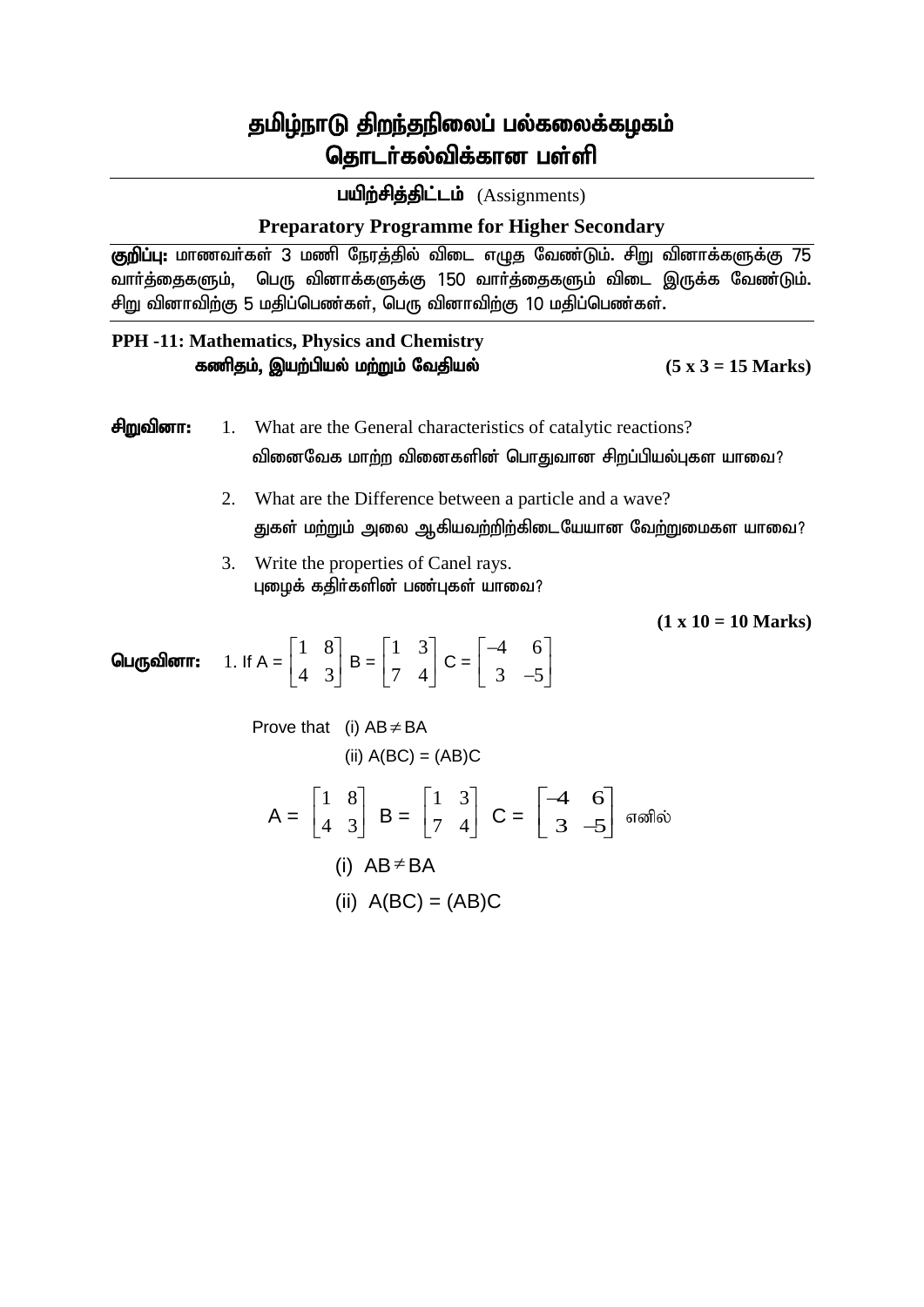# தமிழ்நாடு திறந்தநிலைப் பல்கலைக்கழகம்
## தொடர்கல்விக்கான பள்ளி

**பயிற்சித்திட்டம்** (Assignments)

**Preparatory Programme for Higher Secondary**

**குறிப்பு:** மாணவர்கள் 3 மணி நேரத்தில் விடை எழுத வேண்டும். சிறு வினாக்களுக்கு 75 வார்த்தைகளும், பெரு வினாக்களுக்கு 150 வார்த்தைகளும் விடை இருக்க வேண்டும். சிறு வினாவிற்கு 5 மதிப்பெண்கள், பெரு வினாவிற்கு 10 மதிப்பெண்கள்.

**PPH -11: Mathematics, Physics and Chemistry**
**கணிதம், இயற்பியல் மற்றும் வேதியல்** **(5 x 3 = 15 Marks)**

**சிறுவினா:**

1. What are the General characteristics of catalytic reactions?
   வினைவேக மாற்ற வினைகளின் பொதுவான சிறப்பியல்புகள யாவை?
2. What are the Difference between a particle and a wave?
   துகள் மற்றும் அலை ஆகியவற்றிற்கிடையேயான வேற்றுமைகள யாவை?
3. Write the properties of Canel rays.
   புழைக் கதிர்களின் பண்புகள் யாவை?

**(1 x 10 = 10 Marks)**

**பெருவினா:** 1. If $A = \begin{bmatrix} 1 & 8 \\ 4 & 3 \end{bmatrix}$ $B = \begin{bmatrix} 1 & 3 \\ 7 & 4 \end{bmatrix}$ $C = \begin{bmatrix} -4 & 6 \\ 3 & -5 \end{bmatrix}$

Prove that (i) $AB \neq BA$

(ii) $A(BC) = (AB)C$

$A = \begin{bmatrix} 1 & 8 \\ 4 & 3 \end{bmatrix}$ $B = \begin{bmatrix} 1 & 3 \\ 7 & 4 \end{bmatrix}$ $C = \begin{bmatrix} -4 & 6 \\ 3 & -5 \end{bmatrix}$ எனில்

(i) $AB \neq BA$

(ii) $A(BC) = (AB)C$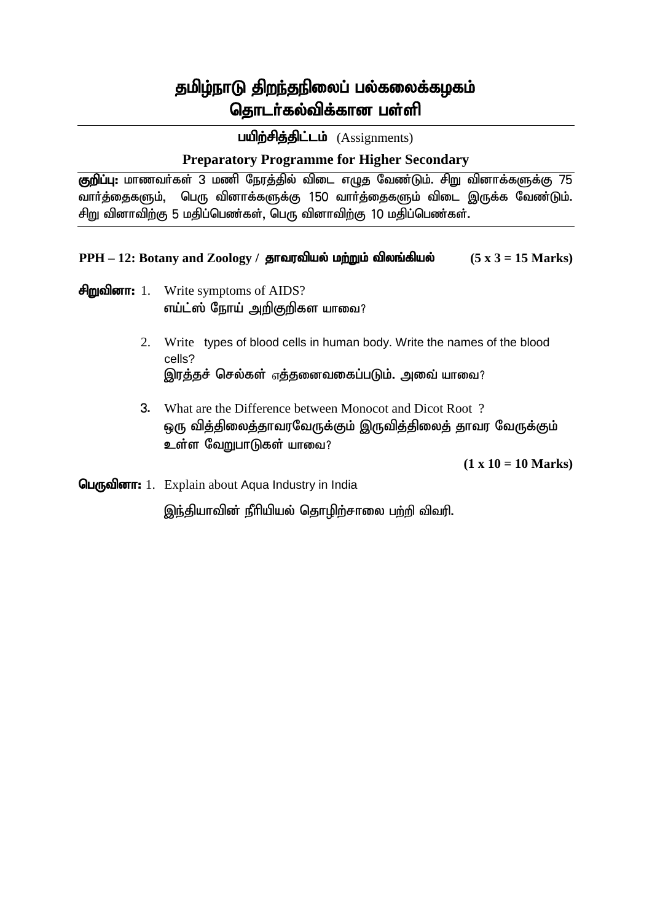# தமிழ்நாடு திறந்தநிலைப் பல்கலைக்கழகம்
## தொடர்கல்விக்கான பள்ளி

**பயிற்சித்திட்டம்** (Assignments)

**Preparatory Programme for Higher Secondary**

**குறிப்பு:** மாணவர்கள் 3 மணி நேரத்தில் விடை எழுத வேண்டும். சிறு வினாக்களுக்கு 75 வார்த்தைகளும், பெரு வினாக்களுக்கு 150 வார்த்தைகளும் விடை இருக்க வேண்டும். சிறு வினாவிற்கு 5 மதிப்பெண்கள், பெரு வினாவிற்கு 10 மதிப்பெண்கள்.

**PPH – 12: Botany and Zoology / தாவரவியல் மற்றும் விலங்கியல்** **(5 x 3 = 15 Marks)**

**சிறுவினா:**

1. Write symptoms of AIDS?
   எய்ட்ஸ் நோய் அறிகுறிகள யாவை?

2. Write types of blood cells in human body. Write the names of the blood cells?
   இரத்தச் செல்கள் எத்தனைவகைப்படும். அவை யாவை?

3. What are the Difference between Monocot and Dicot Root ?
   ஒரு வித்திலைத்தாவரவேருக்கும் இருவித்திலைத் தாவர வேருக்கும் உள்ள வேறுபாடுகள் யாவை?

**(1 x 10 = 10 Marks)**

**பெருவினா:**

1. Explain about Aqua Industry in India
   இந்தியாவின் நீரியியல் தொழிற்சாலை பற்றி விவரி.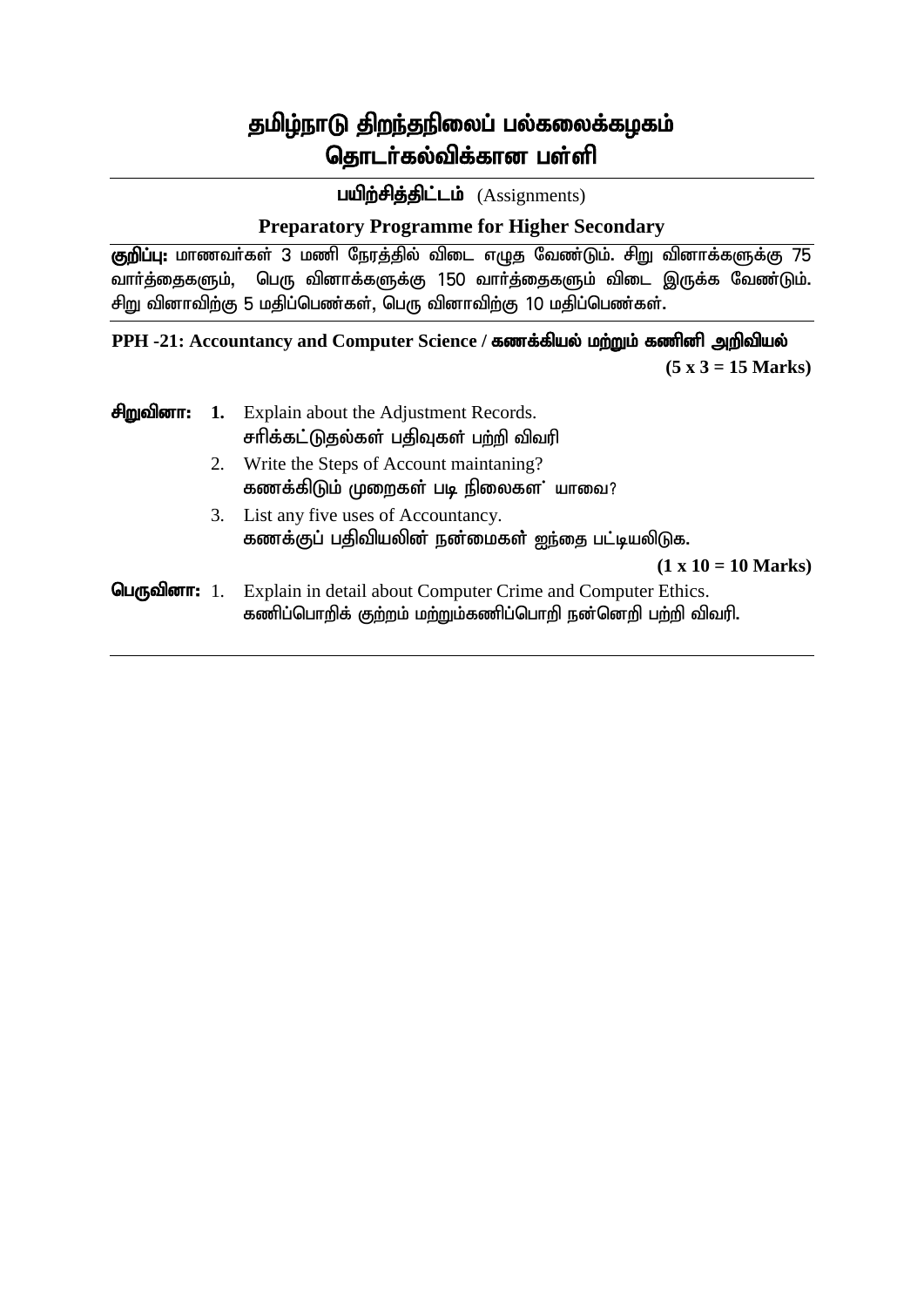# தமிழ்நாடு திறந்தநிலைப் பல்கலைக்கழகம்
## தொடர்கல்விக்கான பள்ளி

**பயிற்சித்திட்டம்** (Assignments)

**Preparatory Programme for Higher Secondary**

**குறிப்பு:** மாணவர்கள் 3 மணி நேரத்தில் விடை எழுத வேண்டும். சிறு வினாக்களுக்கு 75 வார்த்தைகளும், பெரு வினாக்களுக்கு 150 வார்த்தைகளும் விடை இருக்க வேண்டும். சிறு வினாவிற்கு 5 மதிப்பெண்கள், பெரு வினாவிற்கு 10 மதிப்பெண்கள்.

**PPH -21: Accountancy and Computer Science / கணக்கியல் மற்றும் கணினி அறிவியல்**

**(5 x 3 = 15 Marks)**

**சிறுவினா:**

1. Explain about the Adjustment Records.
   சரிக்கட்டுதல்கள் பதிவுகள் பற்றி விவரி
2. Write the Steps of Account maintaning?
   கணக்கிடும் முறைகள் படி நிலைகள் யாவை?
3. List any five uses of Accountancy.
   கணக்குப் பதிவியலின் நன்மைகள் ஐந்தை பட்டியலிடுக.

**(1 x 10 = 10 Marks)**

**பெருவினா:**

1. Explain in detail about Computer Crime and Computer Ethics.
   கணிப்பொறிக் குற்றம் மற்றும்கணிப்பொறி நன்னெறி பற்றி விவரி.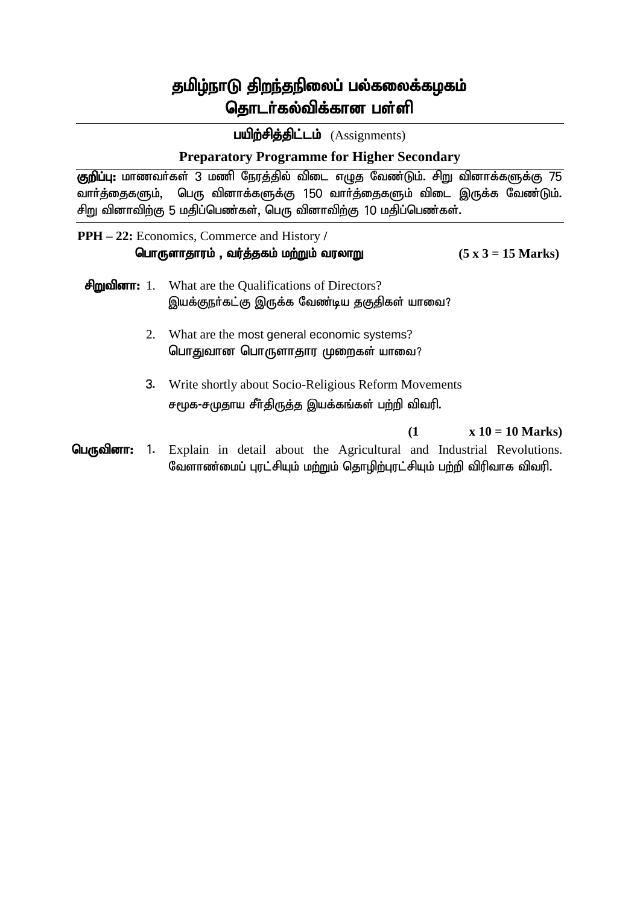# தமிழ்நாடு திறந்தநிலைப் பல்கலைக்கழகம்
# தொடர்கல்விக்கான பள்ளி

**பயிற்சித்திட்டம்** (Assignments)

**Preparatory Programme for Higher Secondary**

**குறிப்பு:** மாணவர்கள் 3 மணி நேரத்தில் விடை எழுத வேண்டும். சிறு வினாக்களுக்கு 75 வார்த்தைகளும், பெரு வினாக்களுக்கு 150 வார்த்தைகளும் விடை இருக்க வேண்டும். சிறு வினாவிற்கு 5 மதிப்பெண்கள், பெரு வினாவிற்கு 10 மதிப்பெண்கள்.

**PPH – 22:** Economics, Commerce and History /
**பொருளாதாரம் , வர்த்தகம் மற்றும் வரலாறு** **(5 x 3 = 15 Marks)**

**சிறுவினா:**

1. What are the Qualifications of Directors?
   இயக்குநர்கட்கு இருக்க வேண்டிய தகுதிகள் யாவை?

2. What are the most general economic systems?
   பொதுவான பொருளாதார முறைகள் யாவை?

3. Write shortly about Socio-Religious Reform Movements
   சமூக-சமுதாய சீர்திருத்த இயக்கங்கள் பற்றி விவரி.

**(1 x 10 = 10 Marks)**

**பெருவினா:**

1. Explain in detail about the Agricultural and Industrial Revolutions.
   வேளாண்மைப் புரட்சியும் மற்றும் தொழிற்புரட்சியும் பற்றி விரிவாக விவரி.